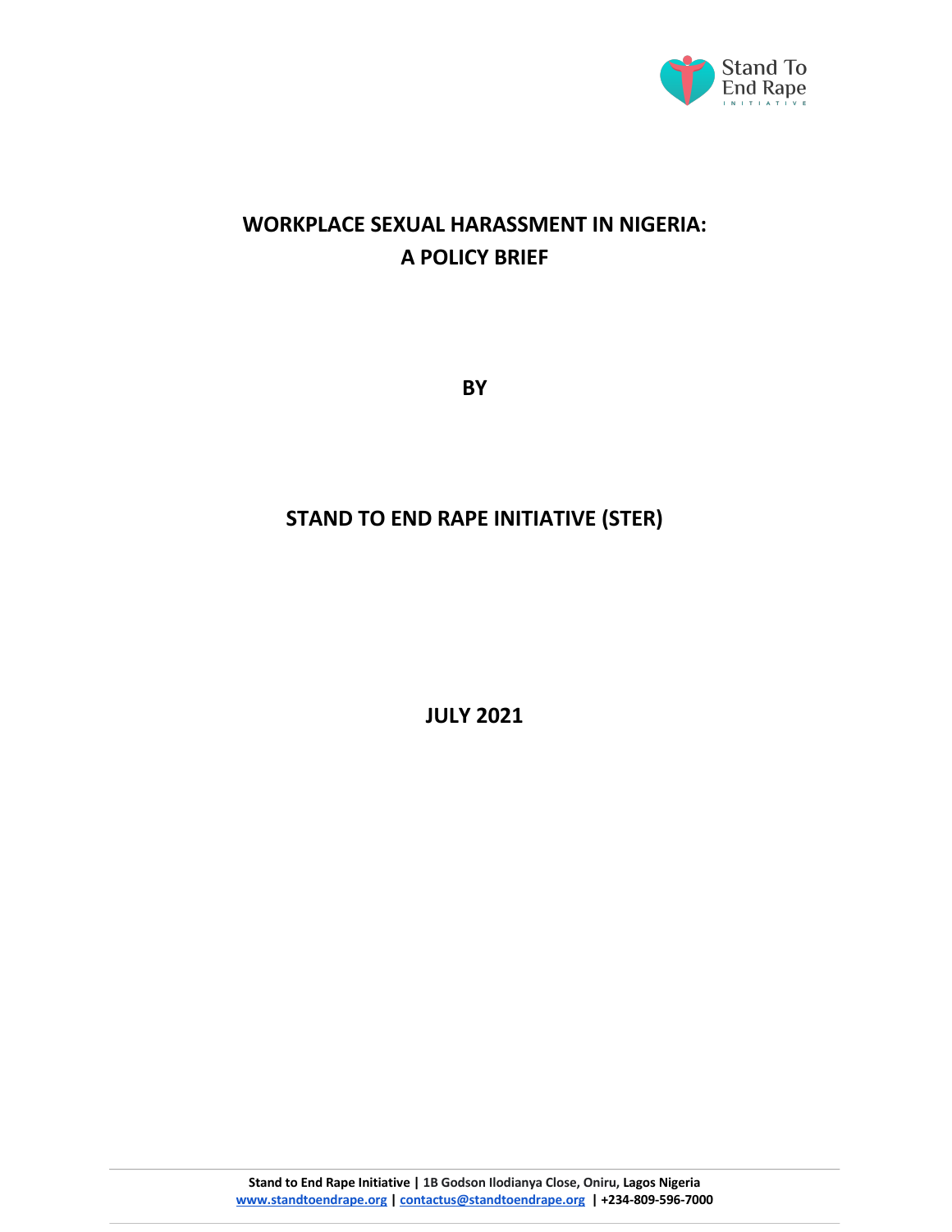# WORKPLACE SEXUAL HARASSMENT IN NIGERIA: A POLICY BRIEF

**BY**

**STAND TO END RAPE INITIATIVE (STER)**

**JULY 2021**

**Stand to End Rape Initiative | 1B Godson Ilodianya Close, Oniru, Lagos Nigeria**
**www.standtoendrape.org | contactus@standtoendrape.org | +234-809-596-7000**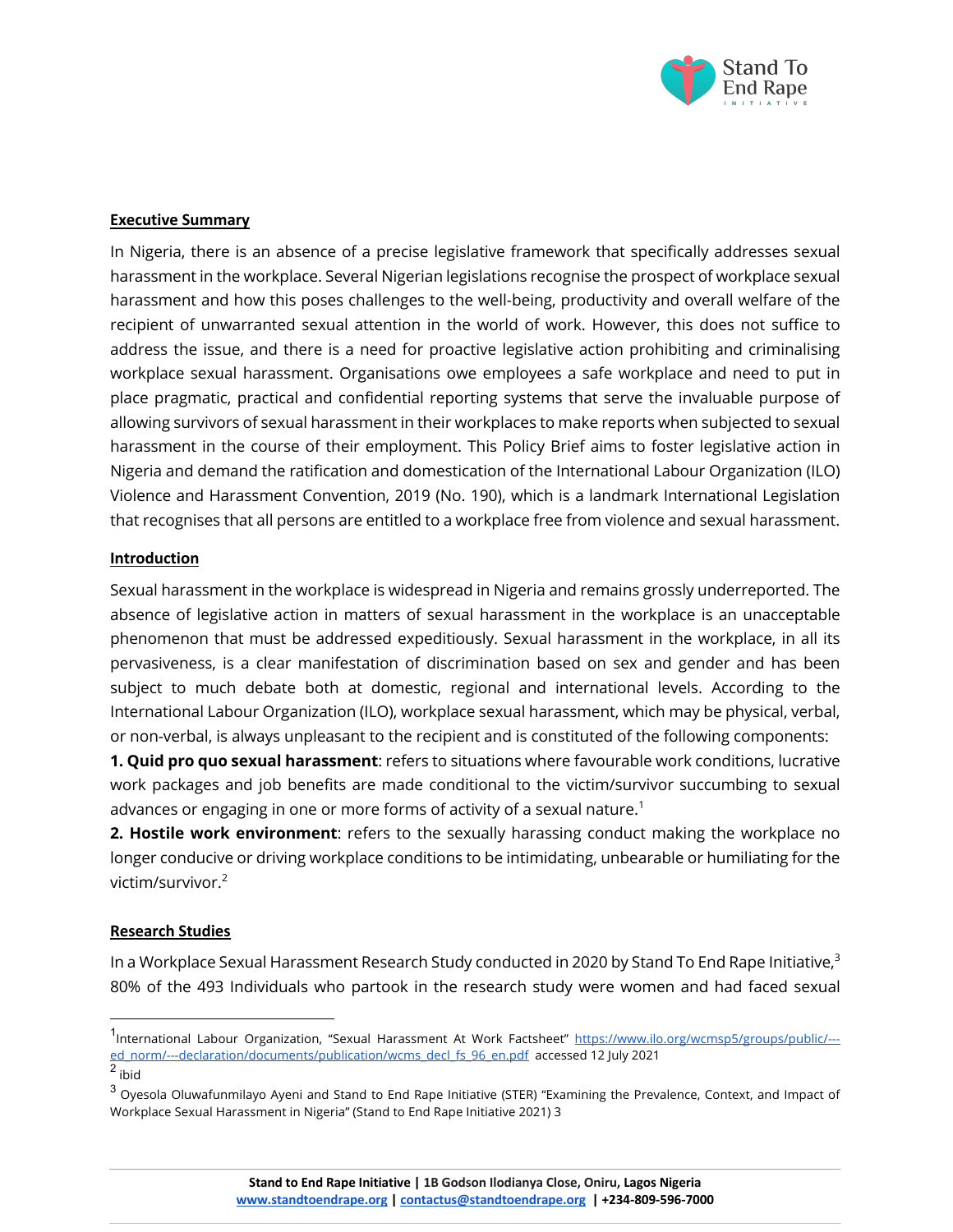## Executive Summary

In Nigeria, there is an absence of a precise legislative framework that specifically addresses sexual harassment in the workplace. Several Nigerian legislations recognise the prospect of workplace sexual harassment and how this poses challenges to the well-being, productivity and overall welfare of the recipient of unwarranted sexual attention in the world of work. However, this does not suffice to address the issue, and there is a need for proactive legislative action prohibiting and criminalising workplace sexual harassment. Organisations owe employees a safe workplace and need to put in place pragmatic, practical and confidential reporting systems that serve the invaluable purpose of allowing survivors of sexual harassment in their workplaces to make reports when subjected to sexual harassment in the course of their employment. This Policy Brief aims to foster legislative action in Nigeria and demand the ratification and domestication of the International Labour Organization (ILO) Violence and Harassment Convention, 2019 (No. 190), which is a landmark International Legislation that recognises that all persons are entitled to a workplace free from violence and sexual harassment.

## Introduction

Sexual harassment in the workplace is widespread in Nigeria and remains grossly underreported. The absence of legislative action in matters of sexual harassment in the workplace is an unacceptable phenomenon that must be addressed expeditiously. Sexual harassment in the workplace, in all its pervasiveness, is a clear manifestation of discrimination based on sex and gender and has been subject to much debate both at domestic, regional and international levels. According to the International Labour Organization (ILO), workplace sexual harassment, which may be physical, verbal, or non-verbal, is always unpleasant to the recipient and is constituted of the following components:

**1. Quid pro quo sexual harassment**: refers to situations where favourable work conditions, lucrative work packages and job benefits are made conditional to the victim/survivor succumbing to sexual advances or engaging in one or more forms of activity of a sexual nature.[1]

**2. Hostile work environment**: refers to the sexually harassing conduct making the workplace no longer conducive or driving workplace conditions to be intimidating, unbearable or humiliating for the victim/survivor.[2]

## Research Studies

In a Workplace Sexual Harassment Research Study conducted in 2020 by Stand To End Rape Initiative,[3] 80% of the 493 Individuals who partook in the research study were women and had faced sexual

---

[1] International Labour Organization, "Sexual Harassment At Work Factsheet" https://www.ilo.org/wcmsp5/groups/public/---ed_norm/---declaration/documents/publication/wcms_decl_fs_96_en.pdf accessed 12 July 2021

[2] ibid

[3] Oyesola Oluwafunmilayo Ayeni and Stand to End Rape Initiative (STER) "Examining the Prevalence, Context, and Impact of Workplace Sexual Harassment in Nigeria" (Stand to End Rape Initiative 2021) 3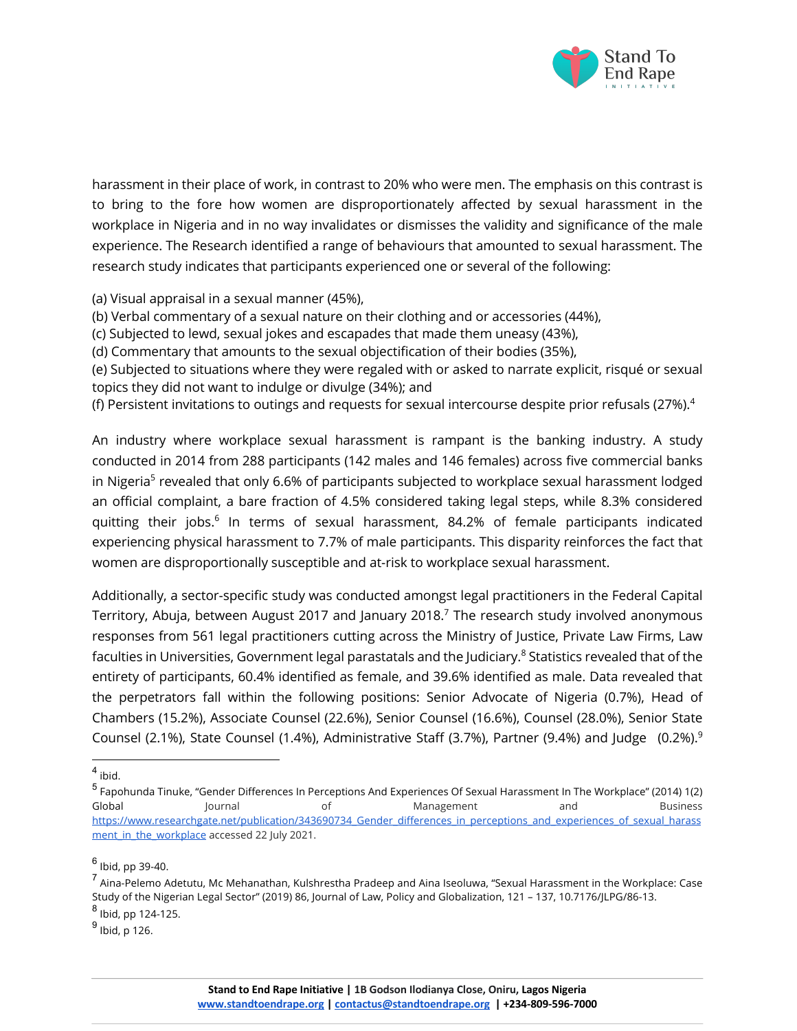harassment in their place of work, in contrast to 20% who were men. The emphasis on this contrast is to bring to the fore how women are disproportionately affected by sexual harassment in the workplace in Nigeria and in no way invalidates or dismisses the validity and significance of the male experience. The Research identified a range of behaviours that amounted to sexual harassment. The research study indicates that participants experienced one or several of the following:

(a) Visual appraisal in a sexual manner (45%),
(b) Verbal commentary of a sexual nature on their clothing and or accessories (44%),
(c) Subjected to lewd, sexual jokes and escapades that made them uneasy (43%),
(d) Commentary that amounts to the sexual objectification of their bodies (35%),
(e) Subjected to situations where they were regaled with or asked to narrate explicit, risqué or sexual topics they did not want to indulge or divulge (34%); and
(f) Persistent invitations to outings and requests for sexual intercourse despite prior refusals (27%).[4]

An industry where workplace sexual harassment is rampant is the banking industry. A study conducted in 2014 from 288 participants (142 males and 146 females) across five commercial banks in Nigeria[5] revealed that only 6.6% of participants subjected to workplace sexual harassment lodged an official complaint, a bare fraction of 4.5% considered taking legal steps, while 8.3% considered quitting their jobs.[6] In terms of sexual harassment, 84.2% of female participants indicated experiencing physical harassment to 7.7% of male participants. This disparity reinforces the fact that women are disproportionally susceptible and at-risk to workplace sexual harassment.

Additionally, a sector-specific study was conducted amongst legal practitioners in the Federal Capital Territory, Abuja, between August 2017 and January 2018.[7] The research study involved anonymous responses from 561 legal practitioners cutting across the Ministry of Justice, Private Law Firms, Law faculties in Universities, Government legal parastatals and the Judiciary.[8] Statistics revealed that of the entirety of participants, 60.4% identified as female, and 39.6% identified as male. Data revealed that the perpetrators fall within the following positions: Senior Advocate of Nigeria (0.7%), Head of Chambers (15.2%), Associate Counsel (22.6%), Senior Counsel (16.6%), Counsel (28.0%), Senior State Counsel (2.1%), State Counsel (1.4%), Administrative Staff (3.7%), Partner (9.4%) and Judge (0.2%).[9]

---

[4] ibid.

[5] Fapohunda Tinuke, "Gender Differences In Perceptions And Experiences Of Sexual Harassment In The Workplace" (2014) 1(2) Global Journal of Management and Business https://www.researchgate.net/publication/343690734_Gender_differences_in_perceptions_and_experiences_of_sexual_harassment_in_the_workplace accessed 22 July 2021.

[6] Ibid, pp 39-40.

[7] Aina-Pelemo Adetutu, Mc Mehanathan, Kulshrestha Pradeep and Aina Iseoluwa, "Sexual Harassment in the Workplace: Case Study of the Nigerian Legal Sector" (2019) 86, Journal of Law, Policy and Globalization, 121 – 137, 10.7176/JLPG/86-13.

[8] Ibid, pp 124-125.

[9] Ibid, p 126.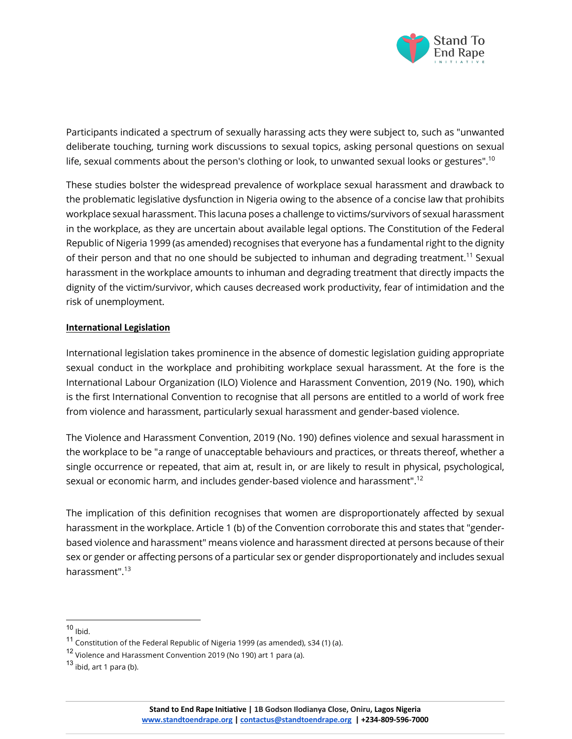Participants indicated a spectrum of sexually harassing acts they were subject to, such as "unwanted deliberate touching, turning work discussions to sexual topics, asking personal questions on sexual life, sexual comments about the person's clothing or look, to unwanted sexual looks or gestures".[10]

These studies bolster the widespread prevalence of workplace sexual harassment and drawback to the problematic legislative dysfunction in Nigeria owing to the absence of a concise law that prohibits workplace sexual harassment. This lacuna poses a challenge to victims/survivors of sexual harassment in the workplace, as they are uncertain about available legal options. The Constitution of the Federal Republic of Nigeria 1999 (as amended) recognises that everyone has a fundamental right to the dignity of their person and that no one should be subjected to inhuman and degrading treatment.[11] Sexual harassment in the workplace amounts to inhuman and degrading treatment that directly impacts the dignity of the victim/survivor, which causes decreased work productivity, fear of intimidation and the risk of unemployment.

**International Legislation**

International legislation takes prominence in the absence of domestic legislation guiding appropriate sexual conduct in the workplace and prohibiting workplace sexual harassment. At the fore is the International Labour Organization (ILO) Violence and Harassment Convention, 2019 (No. 190), which is the first International Convention to recognise that all persons are entitled to a world of work free from violence and harassment, particularly sexual harassment and gender-based violence.

The Violence and Harassment Convention, 2019 (No. 190) defines violence and sexual harassment in the workplace to be "a range of unacceptable behaviours and practices, or threats thereof, whether a single occurrence or repeated, that aim at, result in, or are likely to result in physical, psychological, sexual or economic harm, and includes gender-based violence and harassment".[12]

The implication of this definition recognises that women are disproportionately affected by sexual harassment in the workplace. Article 1 (b) of the Convention corroborate this and states that "gender-based violence and harassment" means violence and harassment directed at persons because of their sex or gender or affecting persons of a particular sex or gender disproportionately and includes sexual harassment".[13]

---

[10] Ibid.

[11] Constitution of the Federal Republic of Nigeria 1999 (as amended), s34 (1) (a).

[12] Violence and Harassment Convention 2019 (No 190) art 1 para (a).

[13] ibid, art 1 para (b).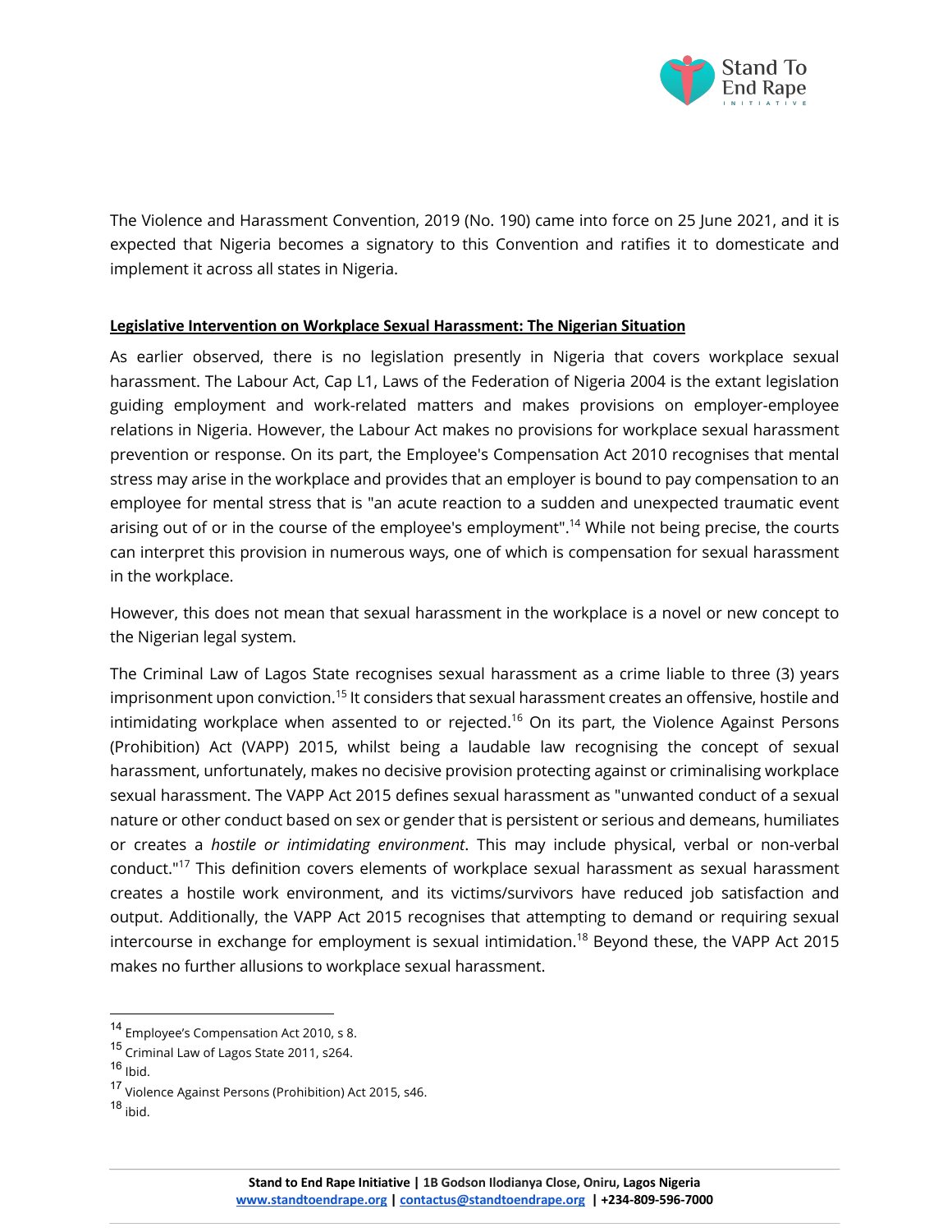The Violence and Harassment Convention, 2019 (No. 190) came into force on 25 June 2021, and it is expected that Nigeria becomes a signatory to this Convention and ratifies it to domesticate and implement it across all states in Nigeria.

**Legislative Intervention on Workplace Sexual Harassment: The Nigerian Situation**

As earlier observed, there is no legislation presently in Nigeria that covers workplace sexual harassment. The Labour Act, Cap L1, Laws of the Federation of Nigeria 2004 is the extant legislation guiding employment and work-related matters and makes provisions on employer-employee relations in Nigeria. However, the Labour Act makes no provisions for workplace sexual harassment prevention or response. On its part, the Employee's Compensation Act 2010 recognises that mental stress may arise in the workplace and provides that an employer is bound to pay compensation to an employee for mental stress that is "an acute reaction to a sudden and unexpected traumatic event arising out of or in the course of the employee's employment".[14] While not being precise, the courts can interpret this provision in numerous ways, one of which is compensation for sexual harassment in the workplace.

However, this does not mean that sexual harassment in the workplace is a novel or new concept to the Nigerian legal system.

The Criminal Law of Lagos State recognises sexual harassment as a crime liable to three (3) years imprisonment upon conviction.[15] It considers that sexual harassment creates an offensive, hostile and intimidating workplace when assented to or rejected.[16] On its part, the Violence Against Persons (Prohibition) Act (VAPP) 2015, whilst being a laudable law recognising the concept of sexual harassment, unfortunately, makes no decisive provision protecting against or criminalising workplace sexual harassment. The VAPP Act 2015 defines sexual harassment as "unwanted conduct of a sexual nature or other conduct based on sex or gender that is persistent or serious and demeans, humiliates or creates a *hostile or intimidating environment*. This may include physical, verbal or non-verbal conduct."[17] This definition covers elements of workplace sexual harassment as sexual harassment creates a hostile work environment, and its victims/survivors have reduced job satisfaction and output. Additionally, the VAPP Act 2015 recognises that attempting to demand or requiring sexual intercourse in exchange for employment is sexual intimidation.[18] Beyond these, the VAPP Act 2015 makes no further allusions to workplace sexual harassment.

---

[14] Employee's Compensation Act 2010, s 8.

[15] Criminal Law of Lagos State 2011, s264.

[16] Ibid.

[17] Violence Against Persons (Prohibition) Act 2015, s46.

[18] ibid.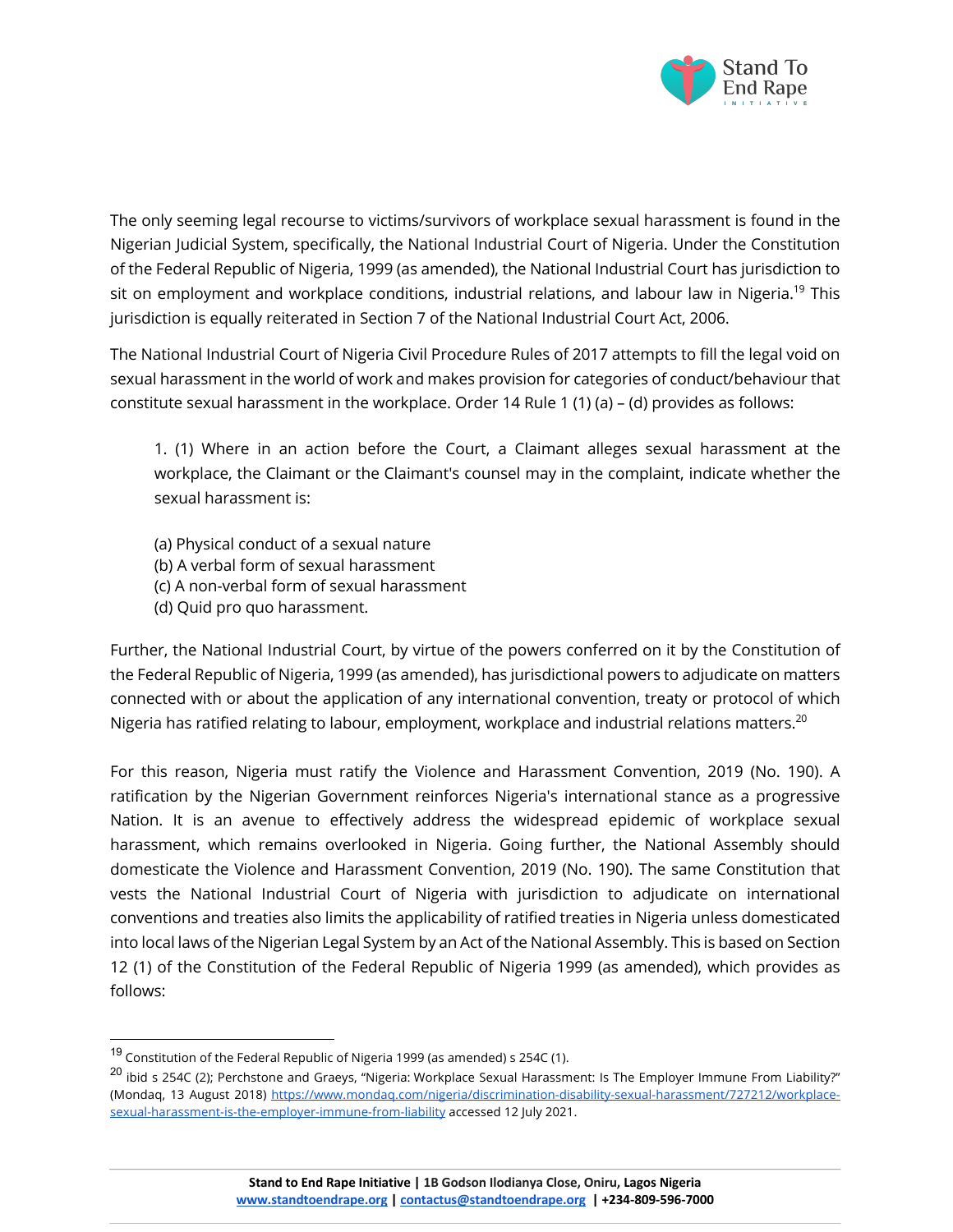The only seeming legal recourse to victims/survivors of workplace sexual harassment is found in the Nigerian Judicial System, specifically, the National Industrial Court of Nigeria. Under the Constitution of the Federal Republic of Nigeria, 1999 (as amended), the National Industrial Court has jurisdiction to sit on employment and workplace conditions, industrial relations, and labour law in Nigeria.[19] This jurisdiction is equally reiterated in Section 7 of the National Industrial Court Act, 2006.

The National Industrial Court of Nigeria Civil Procedure Rules of 2017 attempts to fill the legal void on sexual harassment in the world of work and makes provision for categories of conduct/behaviour that constitute sexual harassment in the workplace. Order 14 Rule 1 (1) (a) – (d) provides as follows:

> 1. (1) Where in an action before the Court, a Claimant alleges sexual harassment at the workplace, the Claimant or the Claimant's counsel may in the complaint, indicate whether the sexual harassment is:
>
> (a) Physical conduct of a sexual nature
> (b) A verbal form of sexual harassment
> (c) A non-verbal form of sexual harassment
> (d) Quid pro quo harassment.

Further, the National Industrial Court, by virtue of the powers conferred on it by the Constitution of the Federal Republic of Nigeria, 1999 (as amended), has jurisdictional powers to adjudicate on matters connected with or about the application of any international convention, treaty or protocol of which Nigeria has ratified relating to labour, employment, workplace and industrial relations matters.[20]

For this reason, Nigeria must ratify the Violence and Harassment Convention, 2019 (No. 190). A ratification by the Nigerian Government reinforces Nigeria's international stance as a progressive Nation. It is an avenue to effectively address the widespread epidemic of workplace sexual harassment, which remains overlooked in Nigeria. Going further, the National Assembly should domesticate the Violence and Harassment Convention, 2019 (No. 190). The same Constitution that vests the National Industrial Court of Nigeria with jurisdiction to adjudicate on international conventions and treaties also limits the applicability of ratified treaties in Nigeria unless domesticated into local laws of the Nigerian Legal System by an Act of the National Assembly. This is based on Section 12 (1) of the Constitution of the Federal Republic of Nigeria 1999 (as amended), which provides as follows:

---

[19] Constitution of the Federal Republic of Nigeria 1999 (as amended) s 254C (1).

[20] ibid s 254C (2); Perchstone and Graeys, "Nigeria: Workplace Sexual Harassment: Is The Employer Immune From Liability?" (Mondaq, 13 August 2018) https://www.mondaq.com/nigeria/discrimination-disability-sexual-harassment/727212/workplace-sexual-harassment-is-the-employer-immune-from-liability accessed 12 July 2021.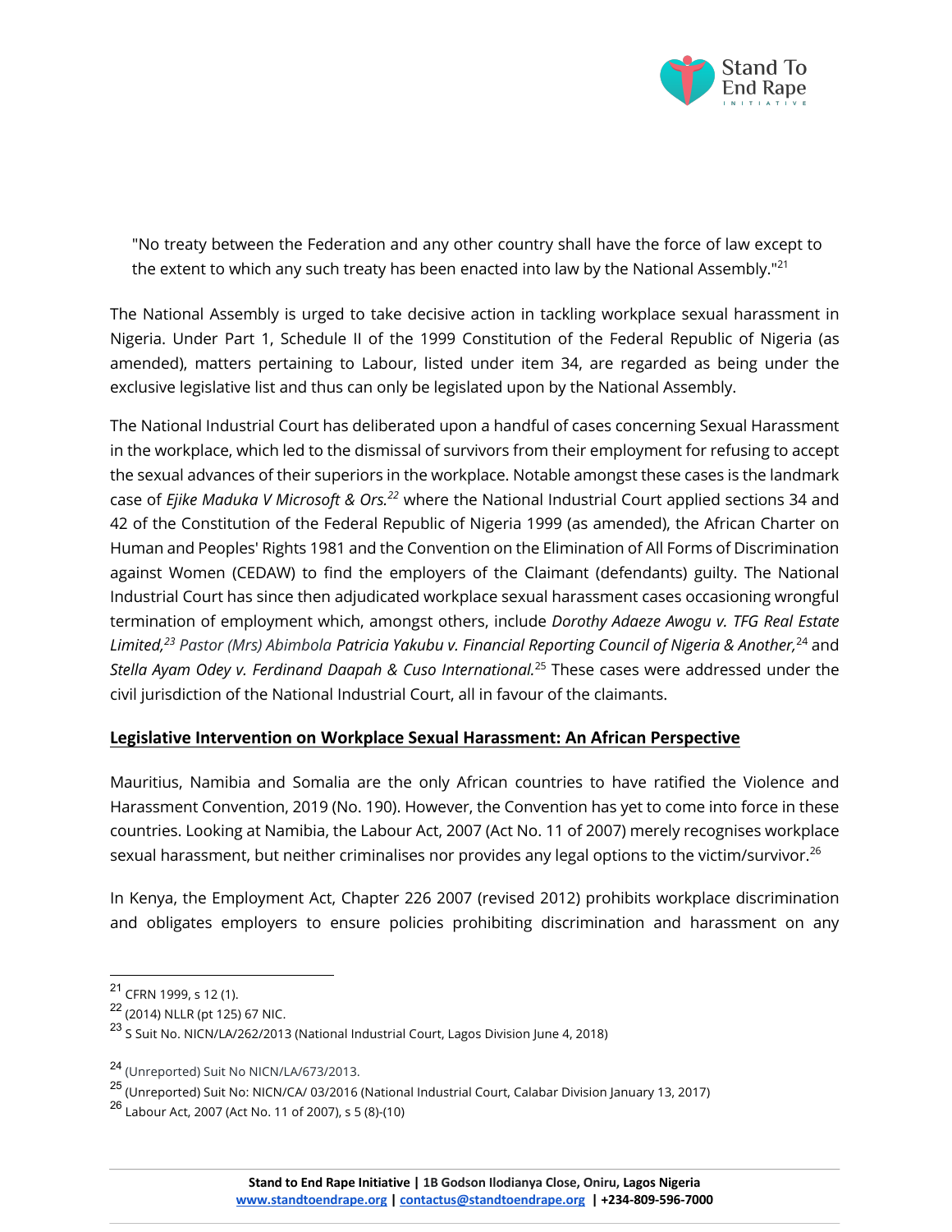> "No treaty between the Federation and any other country shall have the force of law except to the extent to which any such treaty has been enacted into law by the National Assembly."[21]

The National Assembly is urged to take decisive action in tackling workplace sexual harassment in Nigeria. Under Part 1, Schedule II of the 1999 Constitution of the Federal Republic of Nigeria (as amended), matters pertaining to Labour, listed under item 34, are regarded as being under the exclusive legislative list and thus can only be legislated upon by the National Assembly.

The National Industrial Court has deliberated upon a handful of cases concerning Sexual Harassment in the workplace, which led to the dismissal of survivors from their employment for refusing to accept the sexual advances of their superiors in the workplace. Notable amongst these cases is the landmark case of *Ejike Maduka V Microsoft & Ors.*[22] where the National Industrial Court applied sections 34 and 42 of the Constitution of the Federal Republic of Nigeria 1999 (as amended), the African Charter on Human and Peoples' Rights 1981 and the Convention on the Elimination of All Forms of Discrimination against Women (CEDAW) to find the employers of the Claimant (defendants) guilty. The National Industrial Court has since then adjudicated workplace sexual harassment cases occasioning wrongful termination of employment which, amongst others, include *Dorothy Adaeze Awogu v. TFG Real Estate Limited,*[23] *Pastor (Mrs) Abimbola Patricia Yakubu v. Financial Reporting Council of Nigeria & Another,*[24] and *Stella Ayam Odey v. Ferdinand Daapah & Cuso International.*[25] These cases were addressed under the civil jurisdiction of the National Industrial Court, all in favour of the claimants.

## Legislative Intervention on Workplace Sexual Harassment: An African Perspective

Mauritius, Namibia and Somalia are the only African countries to have ratified the Violence and Harassment Convention, 2019 (No. 190). However, the Convention has yet to come into force in these countries. Looking at Namibia, the Labour Act, 2007 (Act No. 11 of 2007) merely recognises workplace sexual harassment, but neither criminalises nor provides any legal options to the victim/survivor.[26]

In Kenya, the Employment Act, Chapter 226 2007 (revised 2012) prohibits workplace discrimination and obligates employers to ensure policies prohibiting discrimination and harassment on any

---

[21] CFRN 1999, s 12 (1).

[22] (2014) NLLR (pt 125) 67 NIC.

[23] S Suit No. NICN/LA/262/2013 (National Industrial Court, Lagos Division June 4, 2018)

[24] (Unreported) Suit No NICN/LA/673/2013.

[25] (Unreported) Suit No: NICN/CA/ 03/2016 (National Industrial Court, Calabar Division January 13, 2017)

[26] Labour Act, 2007 (Act No. 11 of 2007), s 5 (8)-(10)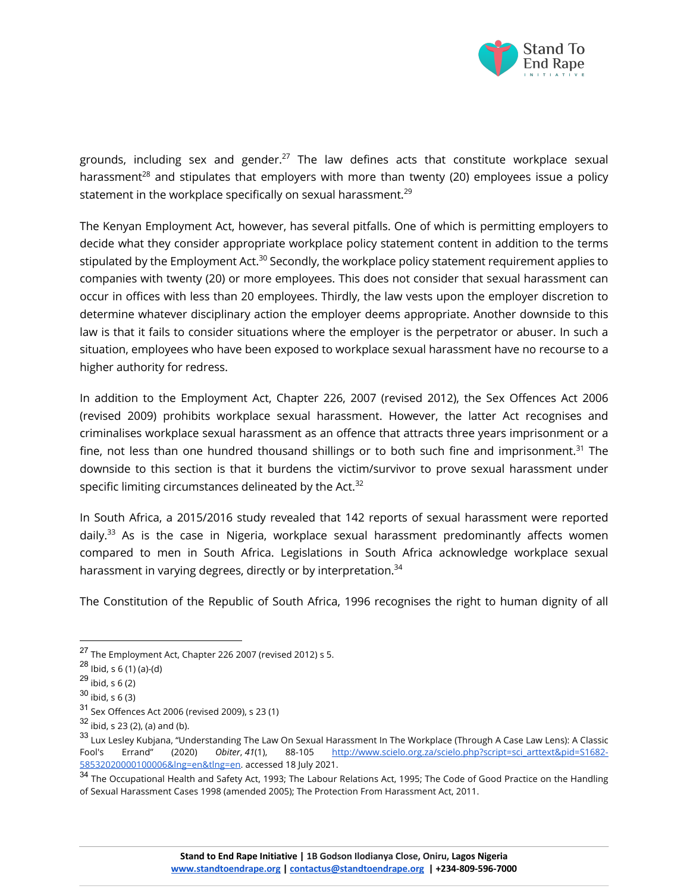grounds, including sex and gender.[27] The law defines acts that constitute workplace sexual harassment[28] and stipulates that employers with more than twenty (20) employees issue a policy statement in the workplace specifically on sexual harassment.[29]

The Kenyan Employment Act, however, has several pitfalls. One of which is permitting employers to decide what they consider appropriate workplace policy statement content in addition to the terms stipulated by the Employment Act.[30] Secondly, the workplace policy statement requirement applies to companies with twenty (20) or more employees. This does not consider that sexual harassment can occur in offices with less than 20 employees. Thirdly, the law vests upon the employer discretion to determine whatever disciplinary action the employer deems appropriate. Another downside to this law is that it fails to consider situations where the employer is the perpetrator or abuser. In such a situation, employees who have been exposed to workplace sexual harassment have no recourse to a higher authority for redress.

In addition to the Employment Act, Chapter 226, 2007 (revised 2012), the Sex Offences Act 2006 (revised 2009) prohibits workplace sexual harassment. However, the latter Act recognises and criminalises workplace sexual harassment as an offence that attracts three years imprisonment or a fine, not less than one hundred thousand shillings or to both such fine and imprisonment.[31] The downside to this section is that it burdens the victim/survivor to prove sexual harassment under specific limiting circumstances delineated by the Act.[32]

In South Africa, a 2015/2016 study revealed that 142 reports of sexual harassment were reported daily.[33] As is the case in Nigeria, workplace sexual harassment predominantly affects women compared to men in South Africa. Legislations in South Africa acknowledge workplace sexual harassment in varying degrees, directly or by interpretation.[34]

The Constitution of the Republic of South Africa, 1996 recognises the right to human dignity of all

---

[27] The Employment Act, Chapter 226 2007 (revised 2012) s 5.

[28] Ibid, s 6 (1) (a)-(d)

[29] ibid, s 6 (2)

[30] ibid, s 6 (3)

[31] Sex Offences Act 2006 (revised 2009), s 23 (1)

[32] ibid, s 23 (2), (a) and (b).

[33] Lux Lesley Kubjana, "Understanding The Law On Sexual Harassment In The Workplace (Through A Case Law Lens): A Classic Fool's Errand" (2020) *Obiter*, *41*(1), 88-105 http://www.scielo.org.za/scielo.php?script=sci_arttext&pid=S1682-58532020000100006&lng=en&tlng=en. accessed 18 July 2021.

[34] The Occupational Health and Safety Act, 1993; The Labour Relations Act, 1995; The Code of Good Practice on the Handling of Sexual Harassment Cases 1998 (amended 2005); The Protection From Harassment Act, 2011.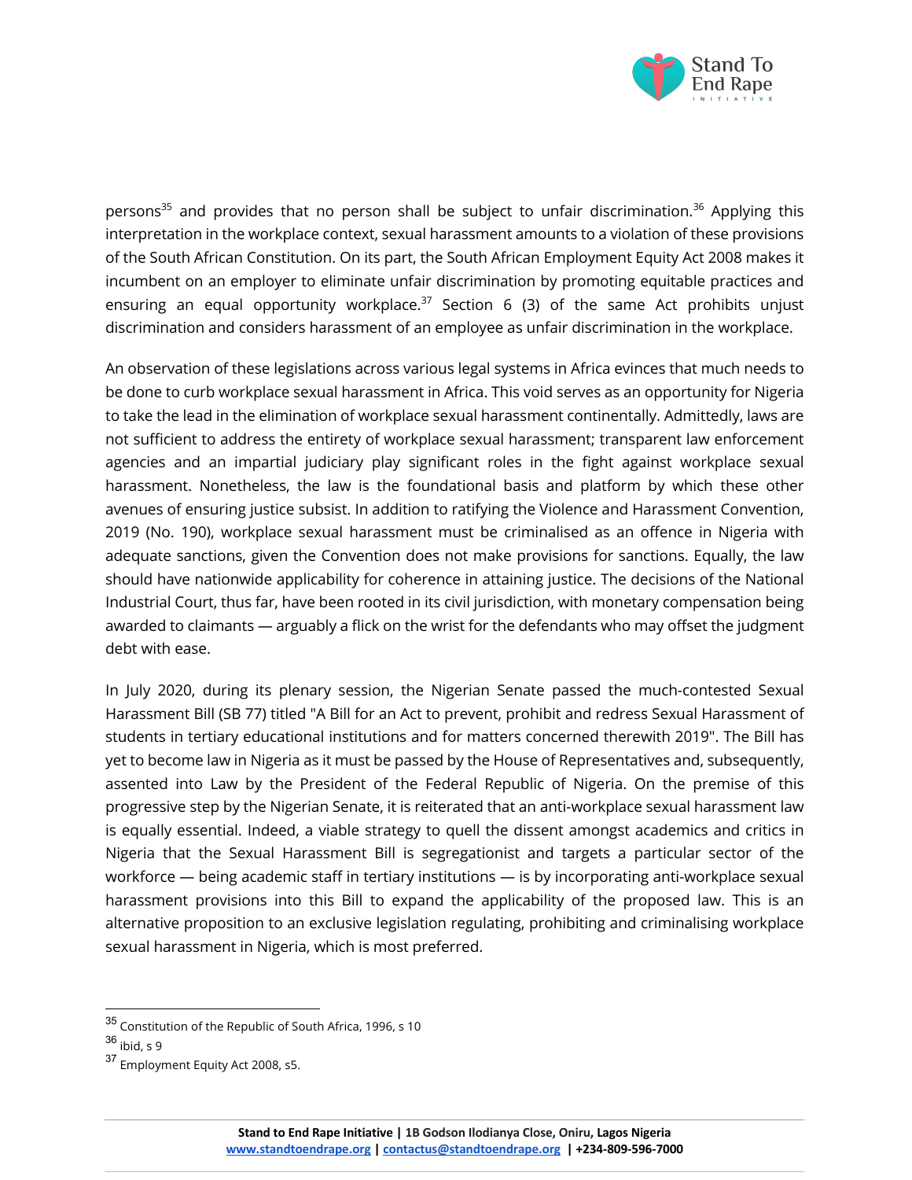persons[35] and provides that no person shall be subject to unfair discrimination.[36] Applying this interpretation in the workplace context, sexual harassment amounts to a violation of these provisions of the South African Constitution. On its part, the South African Employment Equity Act 2008 makes it incumbent on an employer to eliminate unfair discrimination by promoting equitable practices and ensuring an equal opportunity workplace.[37] Section 6 (3) of the same Act prohibits unjust discrimination and considers harassment of an employee as unfair discrimination in the workplace.

An observation of these legislations across various legal systems in Africa evinces that much needs to be done to curb workplace sexual harassment in Africa. This void serves as an opportunity for Nigeria to take the lead in the elimination of workplace sexual harassment continentally. Admittedly, laws are not sufficient to address the entirety of workplace sexual harassment; transparent law enforcement agencies and an impartial judiciary play significant roles in the fight against workplace sexual harassment. Nonetheless, the law is the foundational basis and platform by which these other avenues of ensuring justice subsist. In addition to ratifying the Violence and Harassment Convention, 2019 (No. 190), workplace sexual harassment must be criminalised as an offence in Nigeria with adequate sanctions, given the Convention does not make provisions for sanctions. Equally, the law should have nationwide applicability for coherence in attaining justice. The decisions of the National Industrial Court, thus far, have been rooted in its civil jurisdiction, with monetary compensation being awarded to claimants — arguably a flick on the wrist for the defendants who may offset the judgment debt with ease.

In July 2020, during its plenary session, the Nigerian Senate passed the much-contested Sexual Harassment Bill (SB 77) titled "A Bill for an Act to prevent, prohibit and redress Sexual Harassment of students in tertiary educational institutions and for matters concerned therewith 2019". The Bill has yet to become law in Nigeria as it must be passed by the House of Representatives and, subsequently, assented into Law by the President of the Federal Republic of Nigeria. On the premise of this progressive step by the Nigerian Senate, it is reiterated that an anti-workplace sexual harassment law is equally essential. Indeed, a viable strategy to quell the dissent amongst academics and critics in Nigeria that the Sexual Harassment Bill is segregationist and targets a particular sector of the workforce — being academic staff in tertiary institutions — is by incorporating anti-workplace sexual harassment provisions into this Bill to expand the applicability of the proposed law. This is an alternative proposition to an exclusive legislation regulating, prohibiting and criminalising workplace sexual harassment in Nigeria, which is most preferred.

---

[35] Constitution of the Republic of South Africa, 1996, s 10

[36] ibid, s 9

[37] Employment Equity Act 2008, s5.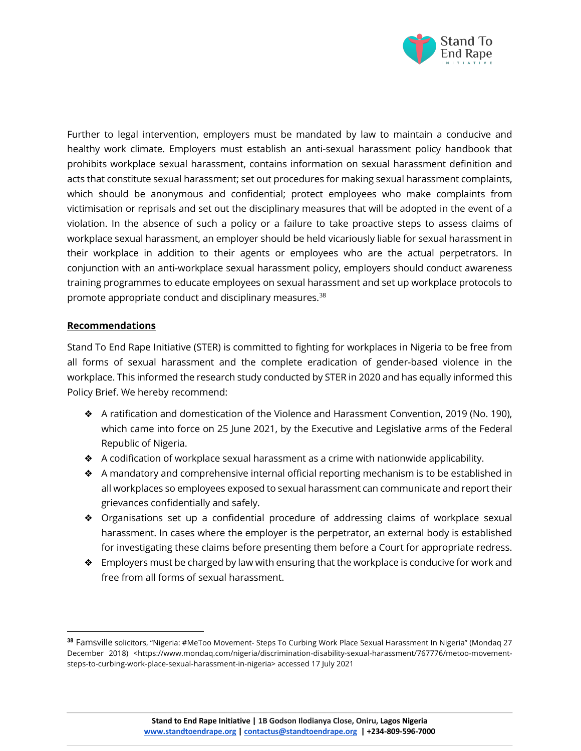Further to legal intervention, employers must be mandated by law to maintain a conducive and healthy work climate. Employers must establish an anti-sexual harassment policy handbook that prohibits workplace sexual harassment, contains information on sexual harassment definition and acts that constitute sexual harassment; set out procedures for making sexual harassment complaints, which should be anonymous and confidential; protect employees who make complaints from victimisation or reprisals and set out the disciplinary measures that will be adopted in the event of a violation. In the absence of such a policy or a failure to take proactive steps to assess claims of workplace sexual harassment, an employer should be held vicariously liable for sexual harassment in their workplace in addition to their agents or employees who are the actual perpetrators. In conjunction with an anti-workplace sexual harassment policy, employers should conduct awareness training programmes to educate employees on sexual harassment and set up workplace protocols to promote appropriate conduct and disciplinary measures.[38]

**Recommendations**

Stand To End Rape Initiative (STER) is committed to fighting for workplaces in Nigeria to be free from all forms of sexual harassment and the complete eradication of gender-based violence in the workplace. This informed the research study conducted by STER in 2020 and has equally informed this Policy Brief. We hereby recommend:

- A ratification and domestication of the Violence and Harassment Convention, 2019 (No. 190), which came into force on 25 June 2021, by the Executive and Legislative arms of the Federal Republic of Nigeria.
- A codification of workplace sexual harassment as a crime with nationwide applicability.
- A mandatory and comprehensive internal official reporting mechanism is to be established in all workplaces so employees exposed to sexual harassment can communicate and report their grievances confidentially and safely.
- Organisations set up a confidential procedure of addressing claims of workplace sexual harassment. In cases where the employer is the perpetrator, an external body is established for investigating these claims before presenting them before a Court for appropriate redress.
- Employers must be charged by law with ensuring that the workplace is conducive for work and free from all forms of sexual harassment.

---

[38] Famsville solicitors, "Nigeria: #MeToo Movement- Steps To Curbing Work Place Sexual Harassment In Nigeria" (Mondaq 27 December 2018) <https://www.mondaq.com/nigeria/discrimination-disability-sexual-harassment/767776/metoo-movement-steps-to-curbing-work-place-sexual-harassment-in-nigeria> accessed 17 July 2021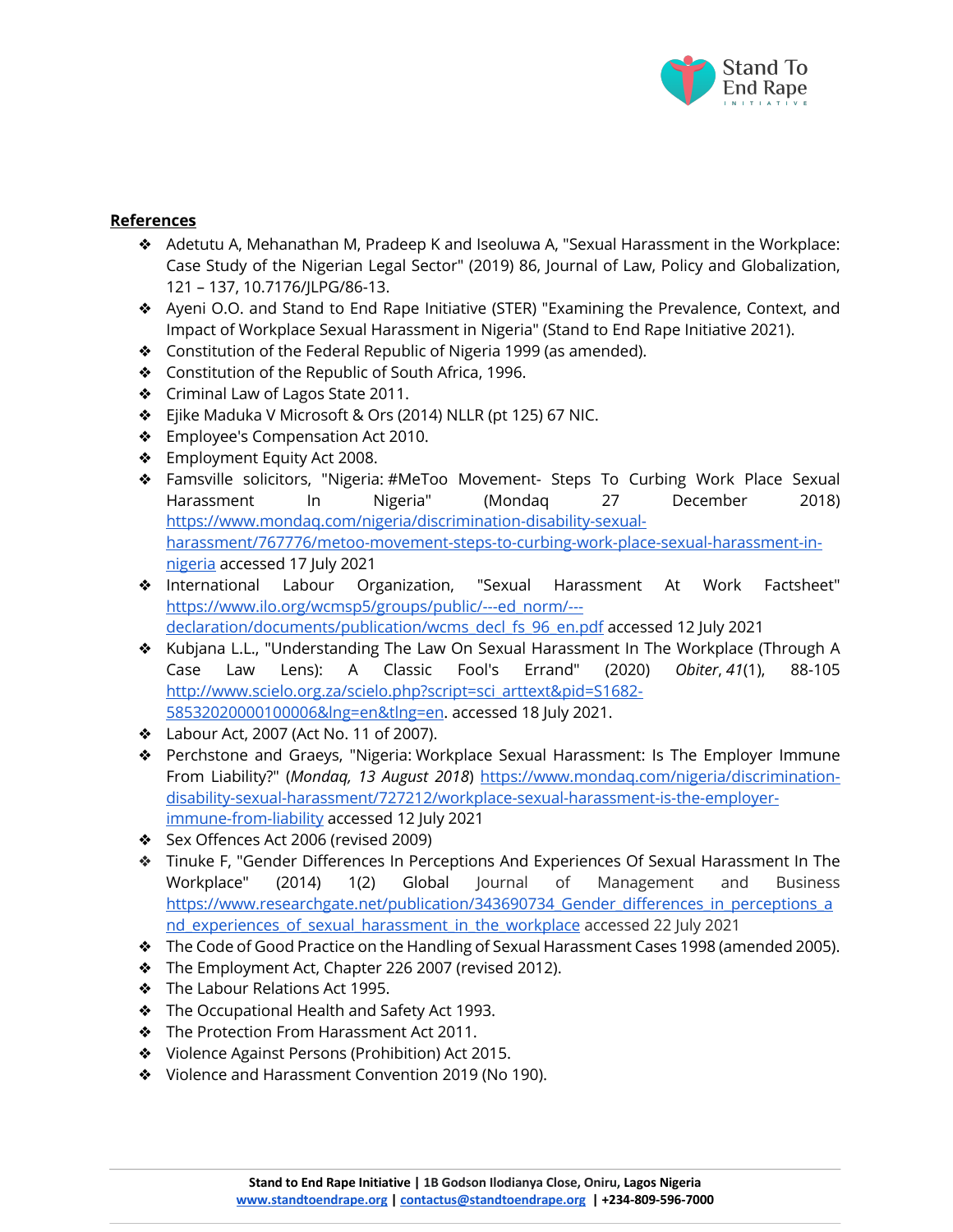**References**

- Adetutu A, Mehanathan M, Pradeep K and Iseoluwa A, "Sexual Harassment in the Workplace: Case Study of the Nigerian Legal Sector" (2019) 86, Journal of Law, Policy and Globalization, 121 – 137, 10.7176/JLPG/86-13.
- Ayeni O.O. and Stand to End Rape Initiative (STER) "Examining the Prevalence, Context, and Impact of Workplace Sexual Harassment in Nigeria" (Stand to End Rape Initiative 2021).
- Constitution of the Federal Republic of Nigeria 1999 (as amended).
- Constitution of the Republic of South Africa, 1996.
- Criminal Law of Lagos State 2011.
- Ejike Maduka V Microsoft & Ors (2014) NLLR (pt 125) 67 NIC.
- Employee's Compensation Act 2010.
- Employment Equity Act 2008.
- Famsville solicitors, "Nigeria: #MeToo Movement- Steps To Curbing Work Place Sexual Harassment In Nigeria" (Mondaq 27 December 2018) https://www.mondaq.com/nigeria/discrimination-disability-sexual-harassment/767776/metoo-movement-steps-to-curbing-work-place-sexual-harassment-in-nigeria accessed 17 July 2021
- International Labour Organization, "Sexual Harassment At Work Factsheet" https://www.ilo.org/wcmsp5/groups/public/---ed_norm/---declaration/documents/publication/wcms_decl_fs_96_en.pdf accessed 12 July 2021
- Kubjana L.L., "Understanding The Law On Sexual Harassment In The Workplace (Through A Case Law Lens): A Classic Fool's Errand" (2020) *Obiter*, *41*(1), 88-105 http://www.scielo.org.za/scielo.php?script=sci_arttext&pid=S1682-58532020000100006&lng=en&tlng=en. accessed 18 July 2021.
- Labour Act, 2007 (Act No. 11 of 2007).
- Perchstone and Graeys, "Nigeria: Workplace Sexual Harassment: Is The Employer Immune From Liability?" (*Mondaq, 13 August 2018*) https://www.mondaq.com/nigeria/discrimination-disability-sexual-harassment/727212/workplace-sexual-harassment-is-the-employer-immune-from-liability accessed 12 July 2021
- Sex Offences Act 2006 (revised 2009)
- Tinuke F, "Gender Differences In Perceptions And Experiences Of Sexual Harassment In The Workplace" (2014) 1(2) Global Journal of Management and Business https://www.researchgate.net/publication/343690734_Gender_differences_in_perceptions_and_experiences_of_sexual_harassment_in_the_workplace accessed 22 July 2021
- The Code of Good Practice on the Handling of Sexual Harassment Cases 1998 (amended 2005).
- The Employment Act, Chapter 226 2007 (revised 2012).
- The Labour Relations Act 1995.
- The Occupational Health and Safety Act 1993.
- The Protection From Harassment Act 2011.
- Violence Against Persons (Prohibition) Act 2015.
- Violence and Harassment Convention 2019 (No 190).